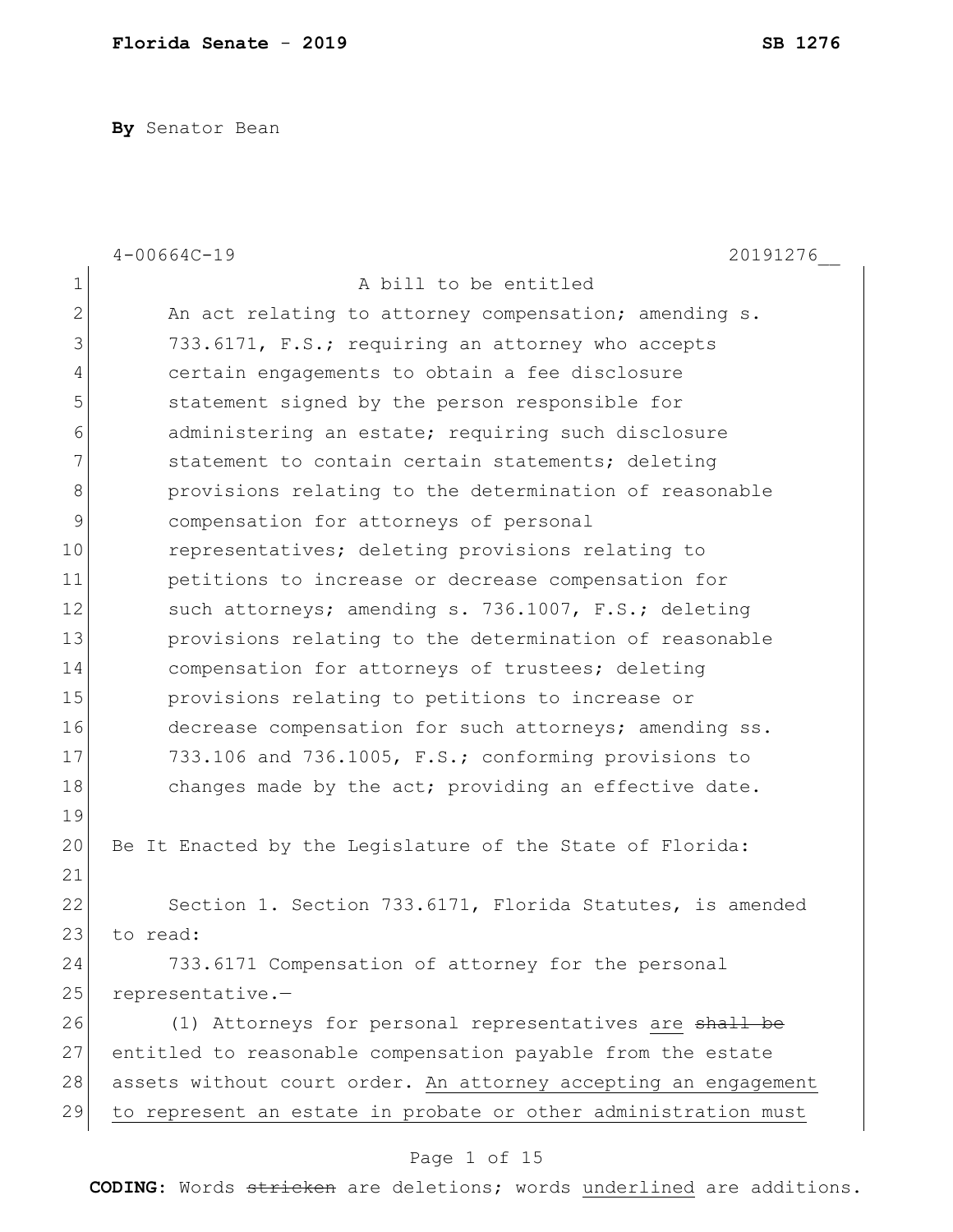**By** Senator Bean

4-00664C-19 20191276__

A bill to be entitled

An act relating to attorney compensation; amending s. 733.6171, F.S.; requiring an attorney who accepts certain engagements to obtain a fee disclosure statement signed by the person responsible for administering an estate; requiring such disclosure statement to contain certain statements; deleting provisions relating to the determination of reasonable compensation for attorneys of personal representatives; deleting provisions relating to petitions to increase or decrease compensation for such attorneys; amending s. 736.1007, F.S.; deleting provisions relating to the determination of reasonable compensation for attorneys of trustees; deleting provisions relating to petitions to increase or decrease compensation for such attorneys; amending ss. 733.106 and 736.1005, F.S.; conforming provisions to changes made by the act; providing an effective date.

Be It Enacted by the Legislature of the State of Florida:

Section 1. Section 733.6171, Florida Statutes, is amended to read:

733.6171 Compensation of attorney for the personal representative.—

(1) Attorneys for personal representatives are ~~shall be~~ entitled to reasonable compensation payable from the estate assets without court order. An attorney accepting an engagement to represent an estate in probate or other administration must

**CODING:** Words ~~stricken~~ are deletions; words underlined are additions.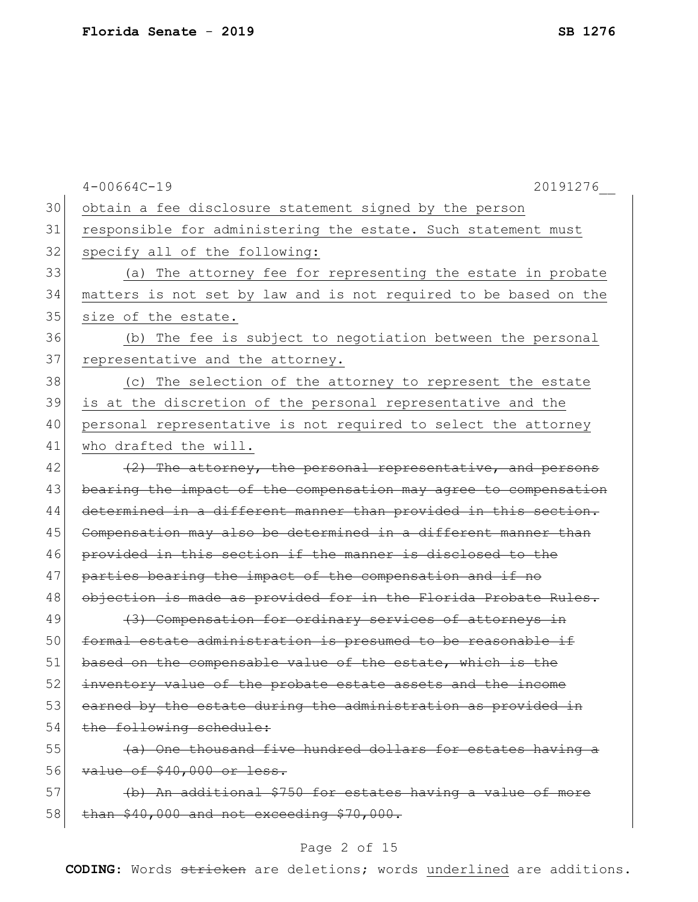obtain a fee disclosure statement signed by the person responsible for administering the estate. Such statement must specify all of the following:

(a) The attorney fee for representing the estate in probate matters is not set by law and is not required to be based on the size of the estate.

(b) The fee is subject to negotiation between the personal representative and the attorney.

(c) The selection of the attorney to represent the estate is at the discretion of the personal representative and the personal representative is not required to select the attorney who drafted the will.

~~(2) The attorney, the personal representative, and persons bearing the impact of the compensation may agree to compensation determined in a different manner than provided in this section. Compensation may also be determined in a different manner than provided in this section if the manner is disclosed to the parties bearing the impact of the compensation and if no objection is made as provided for in the Florida Probate Rules.~~

~~(3) Compensation for ordinary services of attorneys in formal estate administration is presumed to be reasonable if based on the compensable value of the estate, which is the inventory value of the probate estate assets and the income earned by the estate during the administration as provided in the following schedule:~~

~~(a) One thousand five hundred dollars for estates having a value of $40,000 or less.~~

~~(b) An additional $750 for estates having a value of more than $40,000 and not exceeding $70,000.~~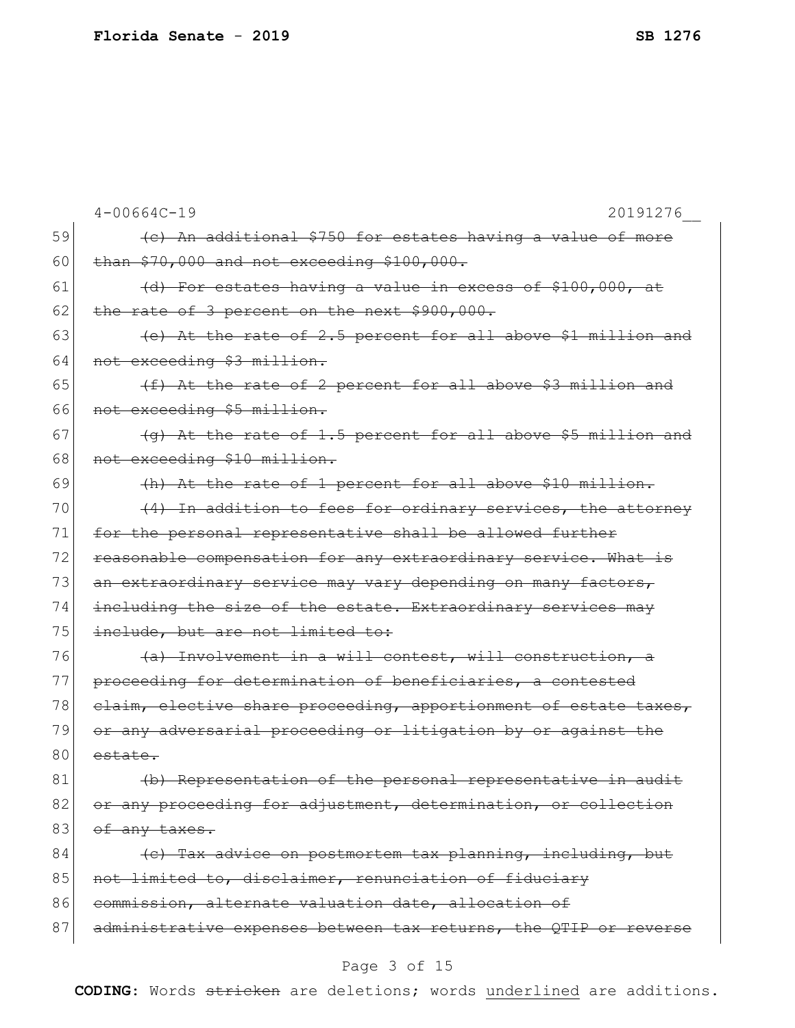4-00664C-19 20191276__

59 ~~(c) An additional $750 for estates having a value of more~~
60 ~~than $70,000 and not exceeding $100,000.~~
61 ~~(d) For estates having a value in excess of $100,000, at~~
62 ~~the rate of 3 percent on the next $900,000.~~
63 ~~(e) At the rate of 2.5 percent for all above $1 million and~~
64 ~~not exceeding $3 million.~~
65 ~~(f) At the rate of 2 percent for all above $3 million and~~
66 ~~not exceeding $5 million.~~
67 ~~(g) At the rate of 1.5 percent for all above $5 million and~~
68 ~~not exceeding $10 million.~~
69 ~~(h) At the rate of 1 percent for all above $10 million.~~
70 ~~(4) In addition to fees for ordinary services, the attorney~~
71 ~~for the personal representative shall be allowed further~~
72 ~~reasonable compensation for any extraordinary service. What is~~
73 ~~an extraordinary service may vary depending on many factors,~~
74 ~~including the size of the estate. Extraordinary services may~~
75 ~~include, but are not limited to:~~
76 ~~(a) Involvement in a will contest, will construction, a~~
77 ~~proceeding for determination of beneficiaries, a contested~~
78 ~~claim, elective share proceeding, apportionment of estate taxes,~~
79 ~~or any adversarial proceeding or litigation by or against the~~
80 ~~estate.~~
81 ~~(b) Representation of the personal representative in audit~~
82 ~~or any proceeding for adjustment, determination, or collection~~
83 ~~of any taxes.~~
84 ~~(c) Tax advice on postmortem tax planning, including, but~~
85 ~~not limited to, disclaimer, renunciation of fiduciary~~
86 ~~commission, alternate valuation date, allocation of~~
87 ~~administrative expenses between tax returns, the QTIP or reverse~~

**CODING:** Words ~~stricken~~ are deletions; words <u>underlined</u> are additions.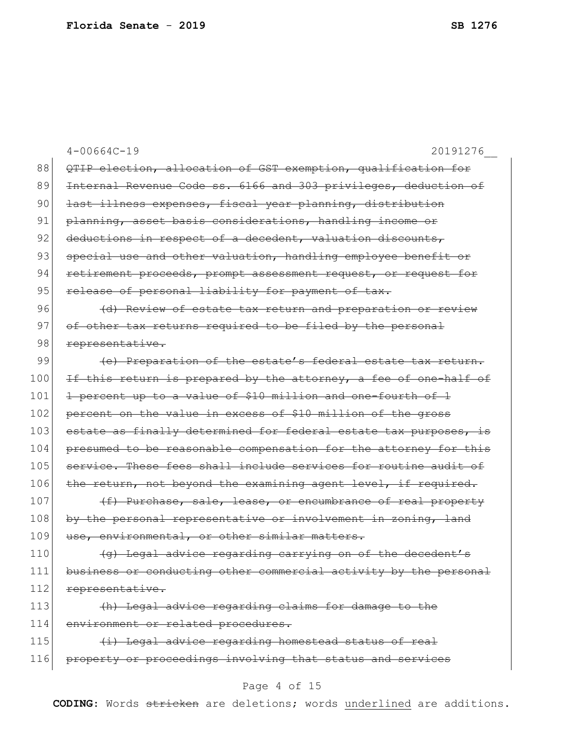~~QTIP election, allocation of GST exemption, qualification for Internal Revenue Code ss. 6166 and 303 privileges, deduction of last illness expenses, fiscal year planning, distribution planning, asset basis considerations, handling income or deductions in respect of a decedent, valuation discounts, special use and other valuation, handling employee benefit or retirement proceeds, prompt assessment request, or request for release of personal liability for payment of tax.~~

~~(d) Review of estate tax return and preparation or review of other tax returns required to be filed by the personal representative.~~

~~(e) Preparation of the estate's federal estate tax return. If this return is prepared by the attorney, a fee of one-half of 1 percent up to a value of $10 million and one-fourth of 1 percent on the value in excess of $10 million of the gross estate as finally determined for federal estate tax purposes, is presumed to be reasonable compensation for the attorney for this service. These fees shall include services for routine audit of the return, not beyond the examining agent level, if required.~~

~~(f) Purchase, sale, lease, or encumbrance of real property by the personal representative or involvement in zoning, land use, environmental, or other similar matters.~~

~~(g) Legal advice regarding carrying on of the decedent's business or conducting other commercial activity by the personal representative.~~

~~(h) Legal advice regarding claims for damage to the environment or related procedures.~~

~~(i) Legal advice regarding homestead status of real property or proceedings involving that status and services~~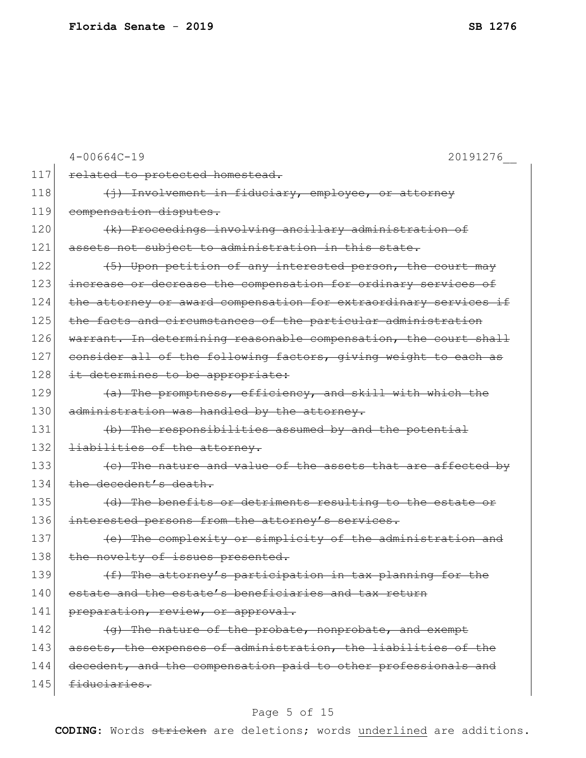~~related to protected homestead.~~

~~(j) Involvement in fiduciary, employee, or attorney compensation disputes.~~

~~(k) Proceedings involving ancillary administration of assets not subject to administration in this state.~~

~~(5) Upon petition of any interested person, the court may increase or decrease the compensation for ordinary services of the attorney or award compensation for extraordinary services if the facts and circumstances of the particular administration warrant. In determining reasonable compensation, the court shall consider all of the following factors, giving weight to each as it determines to be appropriate:~~

~~(a) The promptness, efficiency, and skill with which the administration was handled by the attorney.~~

~~(b) The responsibilities assumed by and the potential liabilities of the attorney.~~

~~(c) The nature and value of the assets that are affected by the decedent's death.~~

~~(d) The benefits or detriments resulting to the estate or interested persons from the attorney's services.~~

~~(e) The complexity or simplicity of the administration and the novelty of issues presented.~~

~~(f) The attorney's participation in tax planning for the estate and the estate's beneficiaries and tax return preparation, review, or approval.~~

~~(g) The nature of the probate, nonprobate, and exempt assets, the expenses of administration, the liabilities of the decedent, and the compensation paid to other professionals and fiduciaries.~~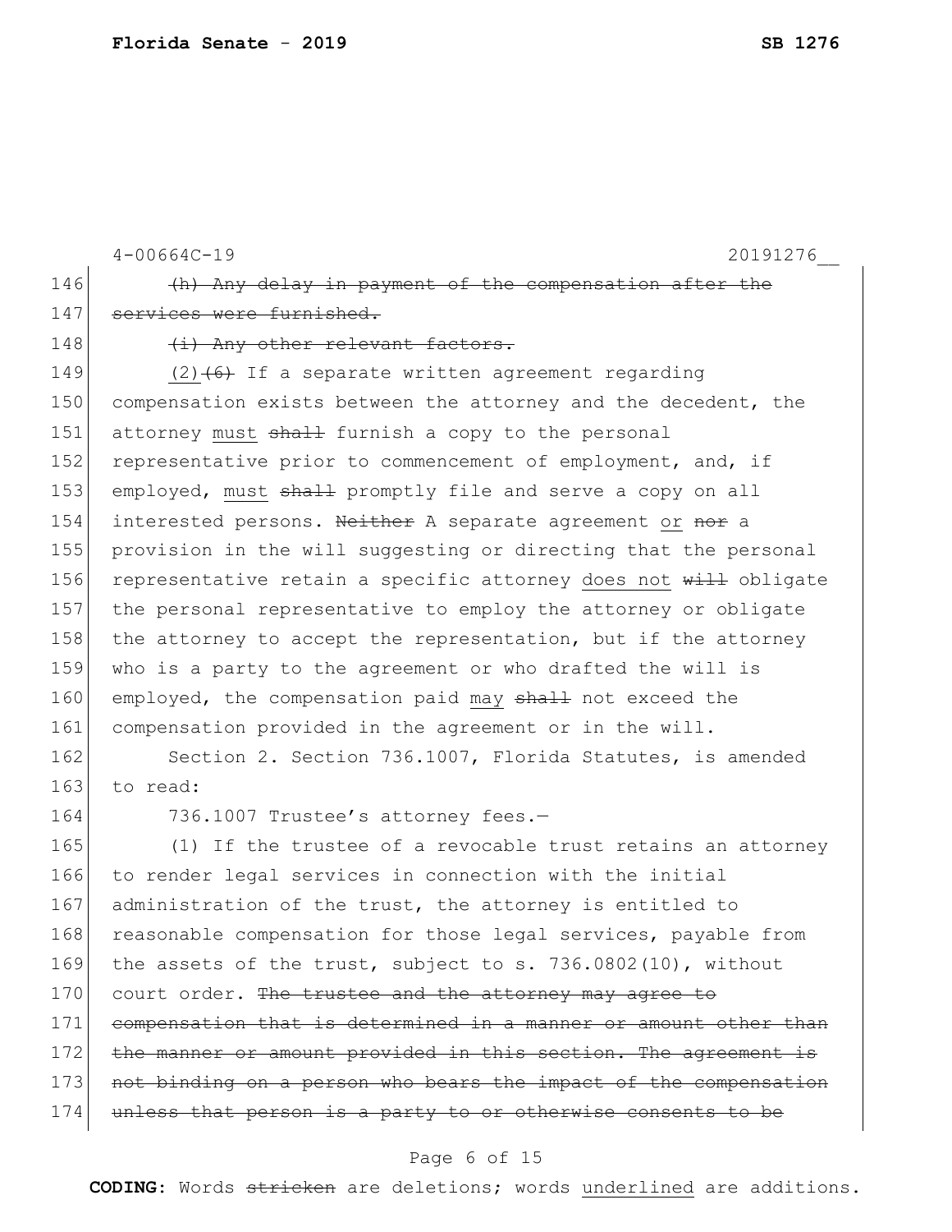~~(h) Any delay in payment of the compensation after the services were furnished.~~

~~(i) Any other relevant factors.~~

(2)~~(6)~~ If a separate written agreement regarding compensation exists between the attorney and the decedent, the attorney <u>must</u> ~~shall~~ furnish a copy to the personal representative prior to commencement of employment, and, if employed, <u>must</u> ~~shall~~ promptly file and serve a copy on all interested persons. ~~Neither~~ A separate agreement <u>or</u> ~~nor~~ a provision in the will suggesting or directing that the personal representative retain a specific attorney <u>does not</u> ~~will~~ obligate the personal representative to employ the attorney or obligate the attorney to accept the representation, but if the attorney who is a party to the agreement or who drafted the will is employed, the compensation paid <u>may</u> ~~shall~~ not exceed the compensation provided in the agreement or in the will.

Section 2. Section 736.1007, Florida Statutes, is amended to read:

736.1007 Trustee's attorney fees.—

(1) If the trustee of a revocable trust retains an attorney to render legal services in connection with the initial administration of the trust, the attorney is entitled to reasonable compensation for those legal services, payable from the assets of the trust, subject to s. 736.0802(10), without court order. ~~The trustee and the attorney may agree to compensation that is determined in a manner or amount other than the manner or amount provided in this section. The agreement is not binding on a person who bears the impact of the compensation unless that person is a party to or otherwise consents to be~~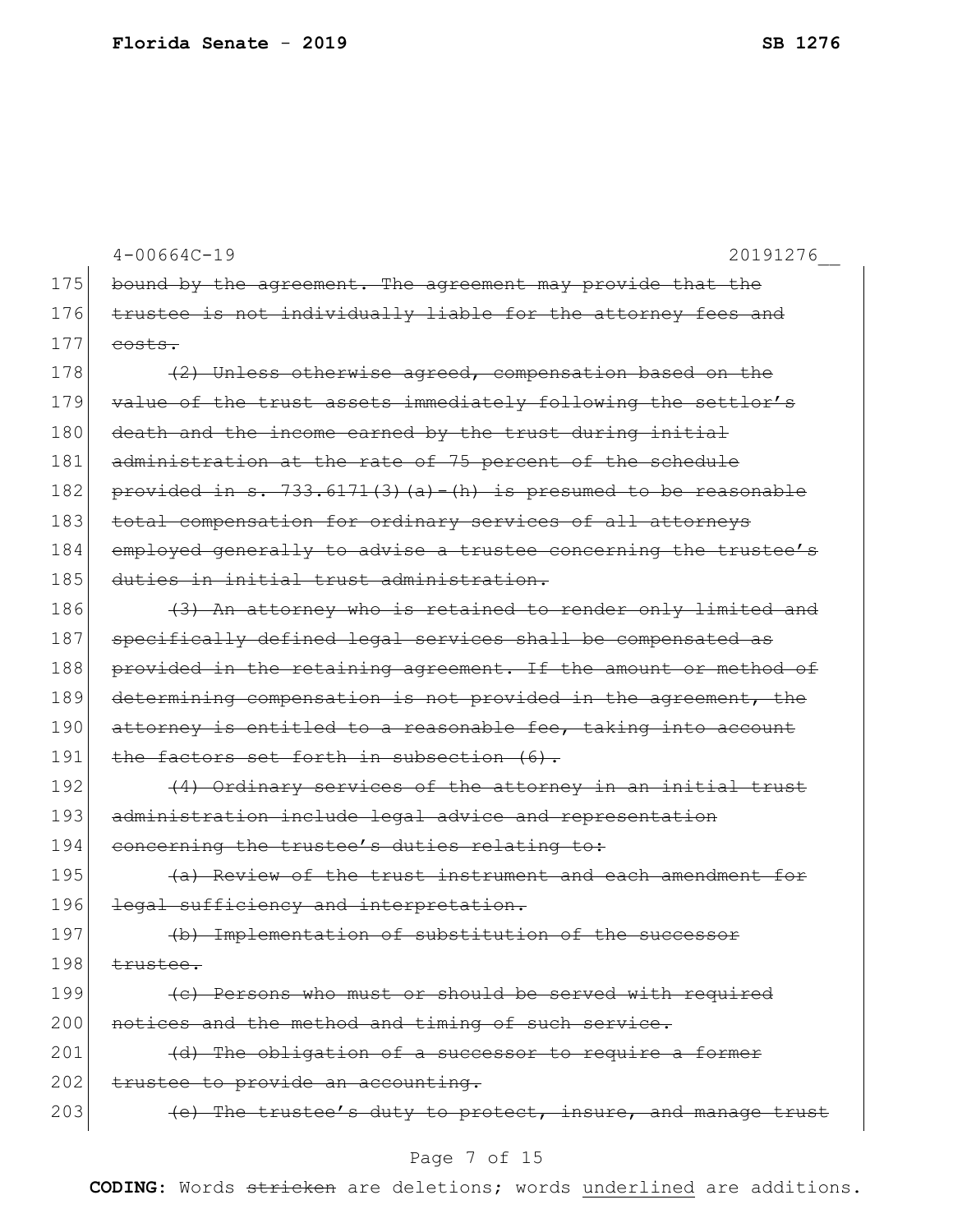bound by the agreement. The agreement may provide that the trustee is not individually liable for the attorney fees and costs.

(2) Unless otherwise agreed, compensation based on the value of the trust assets immediately following the settlor's death and the income earned by the trust during initial administration at the rate of 75 percent of the schedule provided in s. 733.6171(3)(a)-(h) is presumed to be reasonable total compensation for ordinary services of all attorneys employed generally to advise a trustee concerning the trustee's duties in initial trust administration.

(3) An attorney who is retained to render only limited and specifically defined legal services shall be compensated as provided in the retaining agreement. If the amount or method of determining compensation is not provided in the agreement, the attorney is entitled to a reasonable fee, taking into account the factors set forth in subsection (6).

(4) Ordinary services of the attorney in an initial trust administration include legal advice and representation concerning the trustee's duties relating to:

(a) Review of the trust instrument and each amendment for legal sufficiency and interpretation.

(b) Implementation of substitution of the successor trustee.

(c) Persons who must or should be served with required notices and the method and timing of such service.

(d) The obligation of a successor to require a former trustee to provide an accounting.

(e) The trustee's duty to protect, insure, and manage trust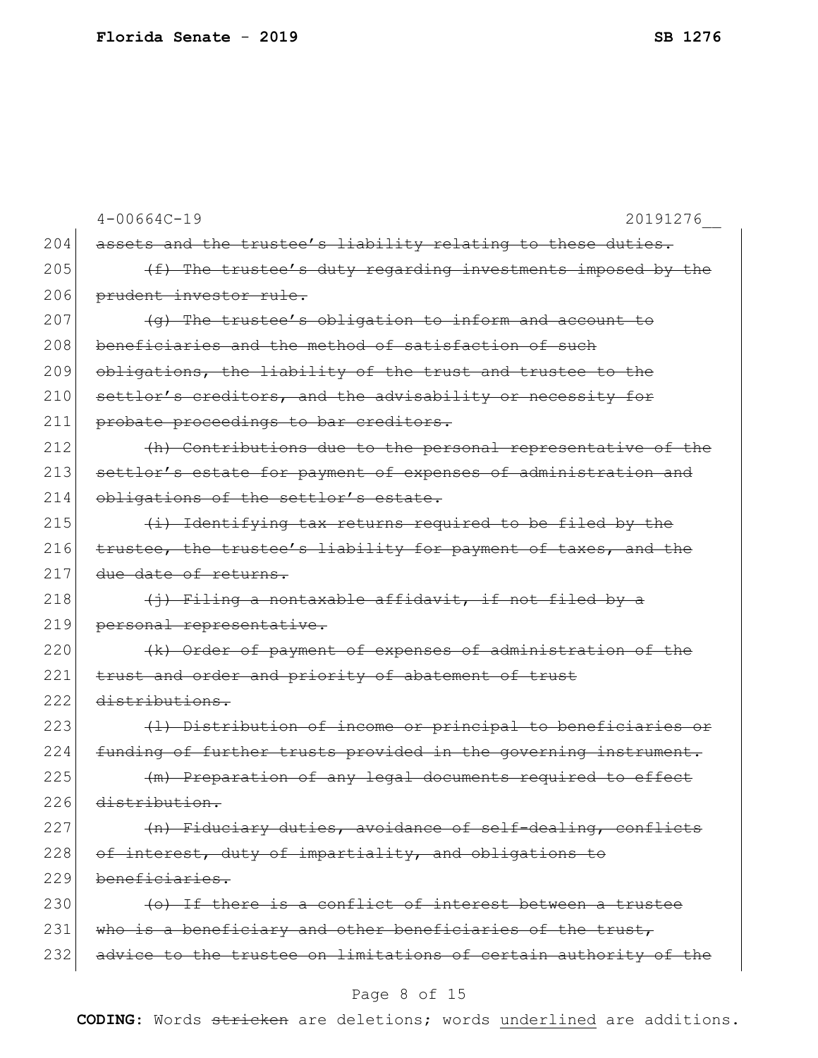~~assets and the trustee's liability relating to these duties.~~

~~(f) The trustee's duty regarding investments imposed by the prudent investor rule.~~

~~(g) The trustee's obligation to inform and account to beneficiaries and the method of satisfaction of such obligations, the liability of the trust and trustee to the settlor's creditors, and the advisability or necessity for probate proceedings to bar creditors.~~

~~(h) Contributions due to the personal representative of the settlor's estate for payment of expenses of administration and obligations of the settlor's estate.~~

~~(i) Identifying tax returns required to be filed by the trustee, the trustee's liability for payment of taxes, and the due date of returns.~~

~~(j) Filing a nontaxable affidavit, if not filed by a personal representative.~~

~~(k) Order of payment of expenses of administration of the trust and order and priority of abatement of trust distributions.~~

~~(l) Distribution of income or principal to beneficiaries or funding of further trusts provided in the governing instrument.~~

~~(m) Preparation of any legal documents required to effect distribution.~~

~~(n) Fiduciary duties, avoidance of self-dealing, conflicts of interest, duty of impartiality, and obligations to beneficiaries.~~

~~(o) If there is a conflict of interest between a trustee who is a beneficiary and other beneficiaries of the trust, advice to the trustee on limitations of certain authority of the~~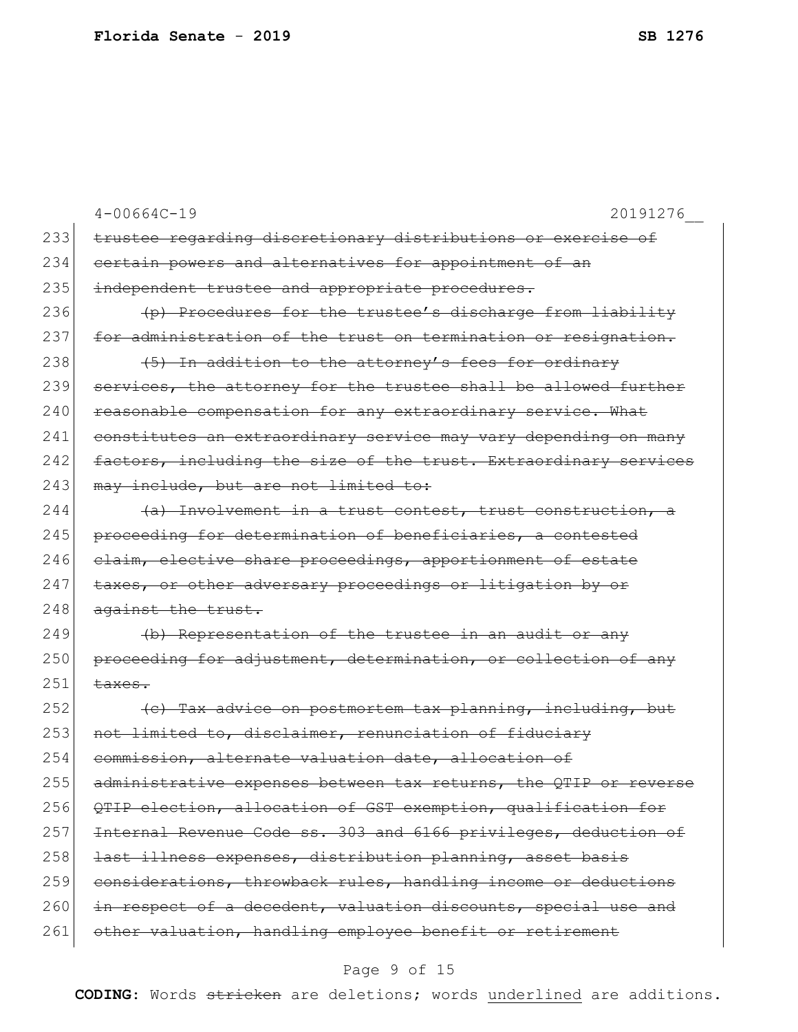4-00664C-19 20191276__

233 ~~trustee regarding discretionary distributions or exercise of~~
234 ~~certain powers and alternatives for appointment of an~~
235 ~~independent trustee and appropriate procedures.~~
236 ~~(p) Procedures for the trustee's discharge from liability~~
237 ~~for administration of the trust on termination or resignation.~~
238 ~~(5) In addition to the attorney's fees for ordinary~~
239 ~~services, the attorney for the trustee shall be allowed further~~
240 ~~reasonable compensation for any extraordinary service. What~~
241 ~~constitutes an extraordinary service may vary depending on many~~
242 ~~factors, including the size of the trust. Extraordinary services~~
243 ~~may include, but are not limited to:~~
244 ~~(a) Involvement in a trust contest, trust construction, a~~
245 ~~proceeding for determination of beneficiaries, a contested~~
246 ~~claim, elective share proceedings, apportionment of estate~~
247 ~~taxes, or other adversary proceedings or litigation by or~~
248 ~~against the trust.~~
249 ~~(b) Representation of the trustee in an audit or any~~
250 ~~proceeding for adjustment, determination, or collection of any~~
251 ~~taxes.~~
252 ~~(c) Tax advice on postmortem tax planning, including, but~~
253 ~~not limited to, disclaimer, renunciation of fiduciary~~
254 ~~commission, alternate valuation date, allocation of~~
255 ~~administrative expenses between tax returns, the QTIP or reverse~~
256 ~~QTIP election, allocation of GST exemption, qualification for~~
257 ~~Internal Revenue Code ss. 303 and 6166 privileges, deduction of~~
258 ~~last illness expenses, distribution planning, asset basis~~
259 ~~considerations, throwback rules, handling income or deductions~~
260 ~~in respect of a decedent, valuation discounts, special use and~~
261 ~~other valuation, handling employee benefit or retirement~~

**CODING:** Words ~~stricken~~ are deletions; words underlined are additions.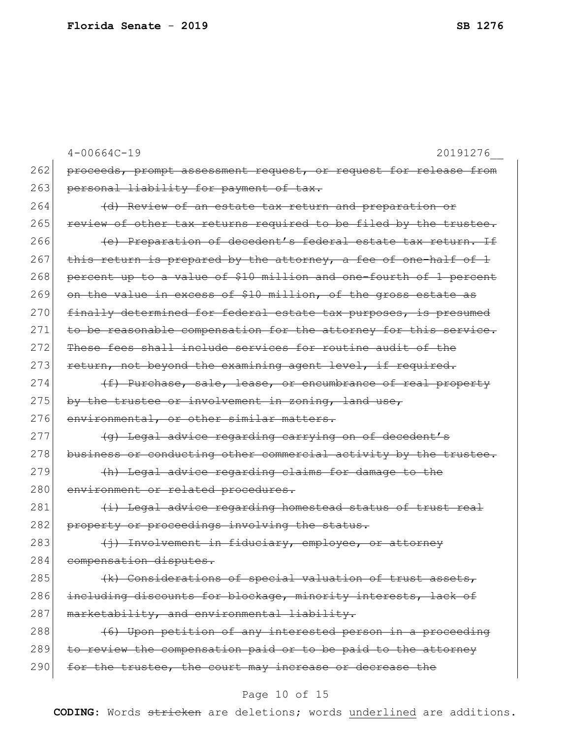4-00664C-19 20191276__

262 ~~proceeds, prompt assessment request, or request for release from~~
263 ~~personal liability for payment of tax.~~
264 ~~(d) Review of an estate tax return and preparation or~~
265 ~~review of other tax returns required to be filed by the trustee.~~
266 ~~(e) Preparation of decedent's federal estate tax return. If~~
267 ~~this return is prepared by the attorney, a fee of one-half of 1~~
268 ~~percent up to a value of $10 million and one-fourth of 1 percent~~
269 ~~on the value in excess of $10 million, of the gross estate as~~
270 ~~finally determined for federal estate tax purposes, is presumed~~
271 ~~to be reasonable compensation for the attorney for this service.~~
272 ~~These fees shall include services for routine audit of the~~
273 ~~return, not beyond the examining agent level, if required.~~
274 ~~(f) Purchase, sale, lease, or encumbrance of real property~~
275 ~~by the trustee or involvement in zoning, land use,~~
276 ~~environmental, or other similar matters.~~
277 ~~(g) Legal advice regarding carrying on of decedent's~~
278 ~~business or conducting other commercial activity by the trustee.~~
279 ~~(h) Legal advice regarding claims for damage to the~~
280 ~~environment or related procedures.~~
281 ~~(i) Legal advice regarding homestead status of trust real~~
282 ~~property or proceedings involving the status.~~
283 ~~(j) Involvement in fiduciary, employee, or attorney~~
284 ~~compensation disputes.~~
285 ~~(k) Considerations of special valuation of trust assets,~~
286 ~~including discounts for blockage, minority interests, lack of~~
287 ~~marketability, and environmental liability.~~
288 ~~(6) Upon petition of any interested person in a proceeding~~
289 ~~to review the compensation paid or to be paid to the attorney~~
290 ~~for the trustee, the court may increase or decrease the~~

**CODING:** Words ~~stricken~~ are deletions; words underlined are additions.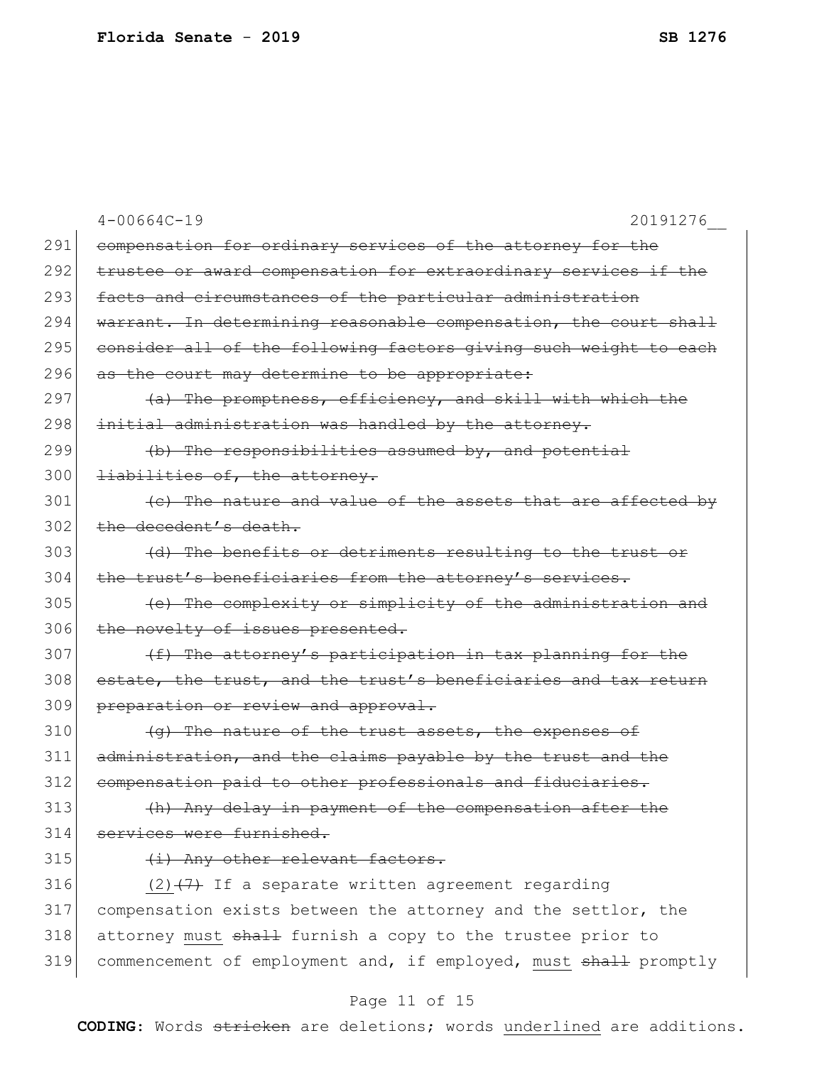4-00664C-19 20191276__

291 ~~compensation for ordinary services of the attorney for the~~
292 ~~trustee or award compensation for extraordinary services if the~~
293 ~~facts and circumstances of the particular administration~~
294 ~~warrant. In determining reasonable compensation, the court shall~~
295 ~~consider all of the following factors giving such weight to each~~
296 ~~as the court may determine to be appropriate:~~
297 ~~(a) The promptness, efficiency, and skill with which the~~
298 ~~initial administration was handled by the attorney.~~
299 ~~(b) The responsibilities assumed by, and potential~~
300 ~~liabilities of, the attorney.~~
301 ~~(c) The nature and value of the assets that are affected by~~
302 ~~the decedent's death.~~
303 ~~(d) The benefits or detriments resulting to the trust or~~
304 ~~the trust's beneficiaries from the attorney's services.~~
305 ~~(e) The complexity or simplicity of the administration and~~
306 ~~the novelty of issues presented.~~
307 ~~(f) The attorney's participation in tax planning for the~~
308 ~~estate, the trust, and the trust's beneficiaries and tax return~~
309 ~~preparation or review and approval.~~
310 ~~(g) The nature of the trust assets, the expenses of~~
311 ~~administration, and the claims payable by the trust and the~~
312 ~~compensation paid to other professionals and fiduciaries.~~
313 ~~(h) Any delay in payment of the compensation after the~~
314 ~~services were furnished.~~
315 ~~(i) Any other relevant factors.~~
316 <u>(2)</u>~~(7)~~ If a separate written agreement regarding
317 compensation exists between the attorney and the settlor, the
318 attorney <u>must</u> ~~shall~~ furnish a copy to the trustee prior to
319 commencement of employment and, if employed, <u>must</u> ~~shall~~ promptly

**CODING:** Words ~~stricken~~ are deletions; words <u>underlined</u> are additions.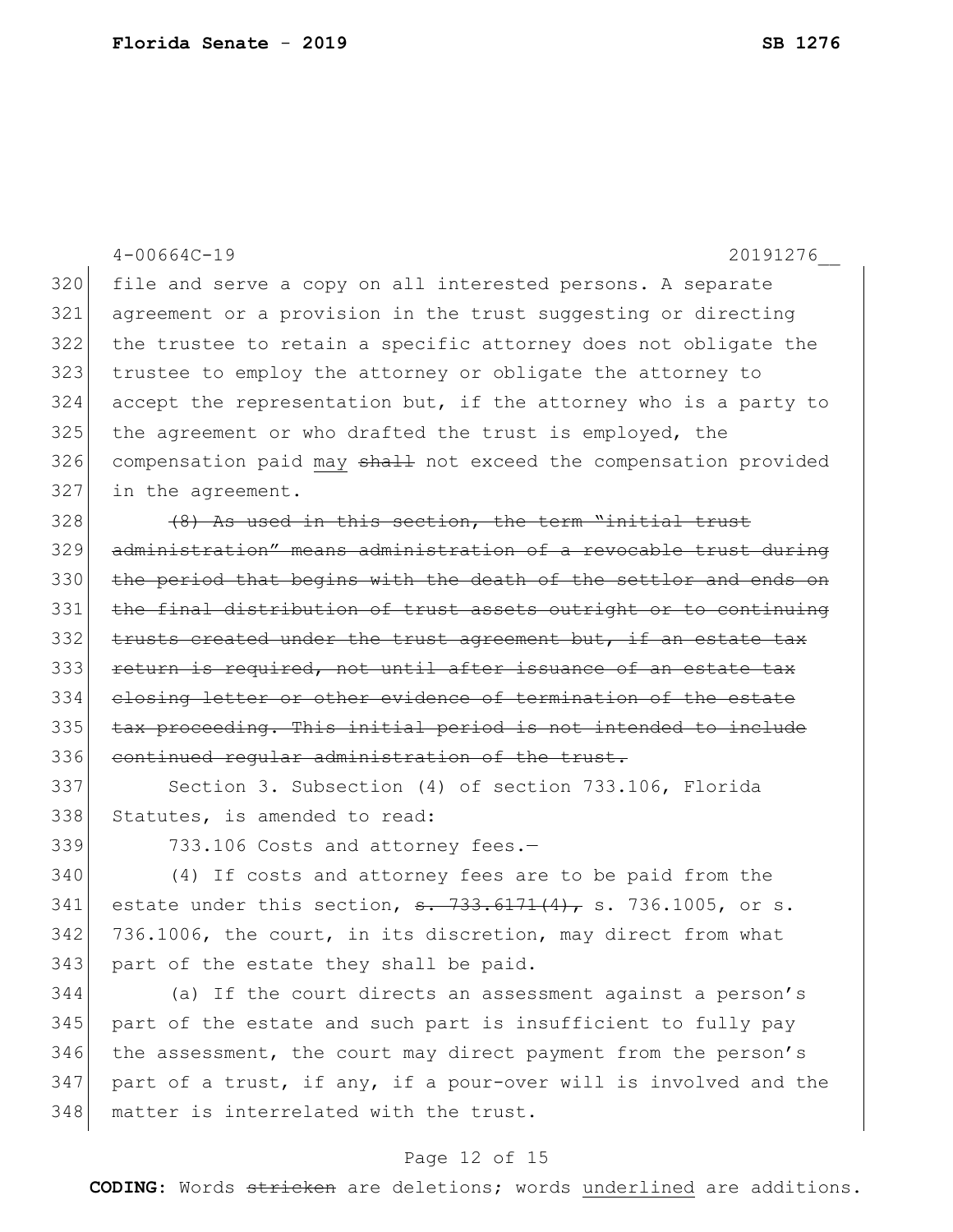file and serve a copy on all interested persons. A separate agreement or a provision in the trust suggesting or directing the trustee to retain a specific attorney does not obligate the trustee to employ the attorney or obligate the attorney to accept the representation but, if the attorney who is a party to the agreement or who drafted the trust is employed, the compensation paid <u>may</u> ~~shall~~ not exceed the compensation provided in the agreement.

~~(8) As used in this section, the term "initial trust administration" means administration of a revocable trust during the period that begins with the death of the settlor and ends on the final distribution of trust assets outright or to continuing trusts created under the trust agreement but, if an estate tax return is required, not until after issuance of an estate tax closing letter or other evidence of termination of the estate tax proceeding. This initial period is not intended to include continued regular administration of the trust.~~

Section 3. Subsection (4) of section 733.106, Florida Statutes, is amended to read:

733.106 Costs and attorney fees.—

(4) If costs and attorney fees are to be paid from the estate under this section, ~~s. 733.6171(4),~~ s. 736.1005, or s. 736.1006, the court, in its discretion, may direct from what part of the estate they shall be paid.

(a) If the court directs an assessment against a person's part of the estate and such part is insufficient to fully pay the assessment, the court may direct payment from the person's part of a trust, if any, if a pour-over will is involved and the matter is interrelated with the trust.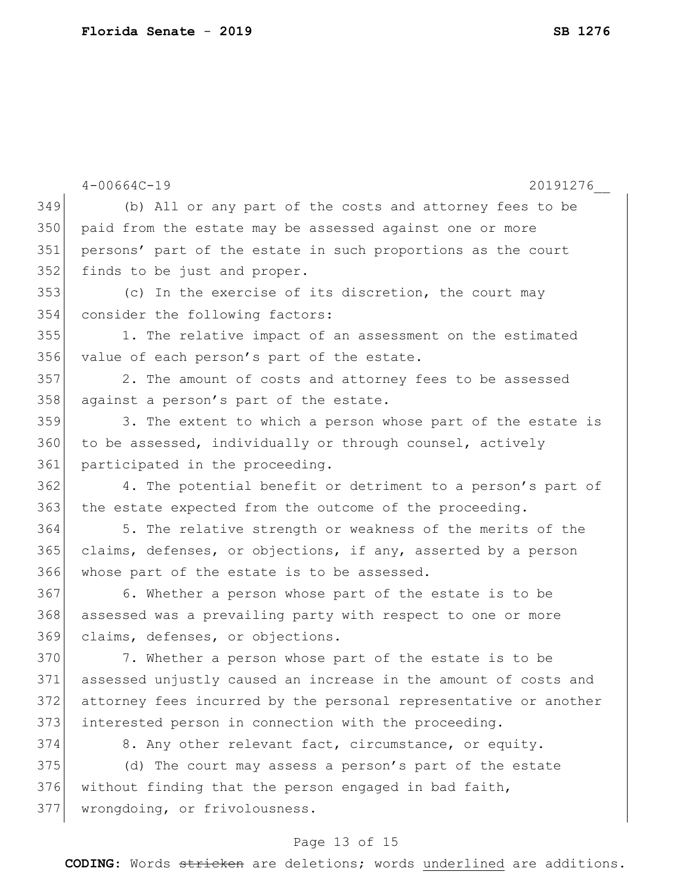(b) All or any part of the costs and attorney fees to be paid from the estate may be assessed against one or more persons' part of the estate in such proportions as the court finds to be just and proper.

(c) In the exercise of its discretion, the court may consider the following factors:

1. The relative impact of an assessment on the estimated value of each person's part of the estate.

2. The amount of costs and attorney fees to be assessed against a person's part of the estate.

3. The extent to which a person whose part of the estate is to be assessed, individually or through counsel, actively participated in the proceeding.

4. The potential benefit or detriment to a person's part of the estate expected from the outcome of the proceeding.

5. The relative strength or weakness of the merits of the claims, defenses, or objections, if any, asserted by a person whose part of the estate is to be assessed.

6. Whether a person whose part of the estate is to be assessed was a prevailing party with respect to one or more claims, defenses, or objections.

7. Whether a person whose part of the estate is to be assessed unjustly caused an increase in the amount of costs and attorney fees incurred by the personal representative or another interested person in connection with the proceeding.

8. Any other relevant fact, circumstance, or equity.

(d) The court may assess a person's part of the estate without finding that the person engaged in bad faith, wrongdoing, or frivolousness.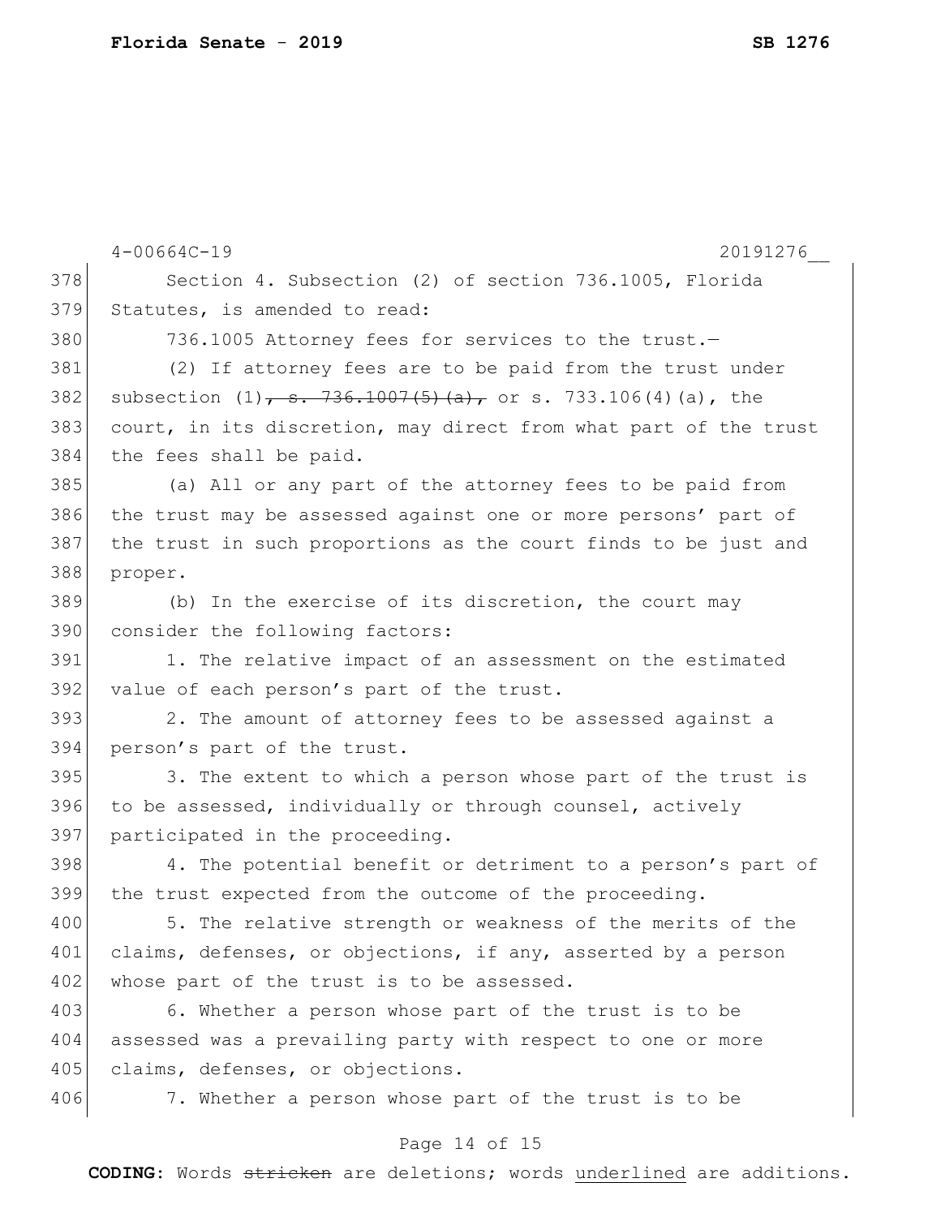4-00664C-19 20191276__

Section 4. Subsection (2) of section 736.1005, Florida Statutes, is amended to read:

736.1005 Attorney fees for services to the trust.—

(2) If attorney fees are to be paid from the trust under subsection (1), ~~s. 736.1007(5)(a),~~ or s. 733.106(4)(a), the court, in its discretion, may direct from what part of the trust the fees shall be paid.

(a) All or any part of the attorney fees to be paid from the trust may be assessed against one or more persons' part of the trust in such proportions as the court finds to be just and proper.

(b) In the exercise of its discretion, the court may consider the following factors:

1. The relative impact of an assessment on the estimated value of each person's part of the trust.

2. The amount of attorney fees to be assessed against a person's part of the trust.

3. The extent to which a person whose part of the trust is to be assessed, individually or through counsel, actively participated in the proceeding.

4. The potential benefit or detriment to a person's part of the trust expected from the outcome of the proceeding.

5. The relative strength or weakness of the merits of the claims, defenses, or objections, if any, asserted by a person whose part of the trust is to be assessed.

6. Whether a person whose part of the trust is to be assessed was a prevailing party with respect to one or more claims, defenses, or objections.

7. Whether a person whose part of the trust is to be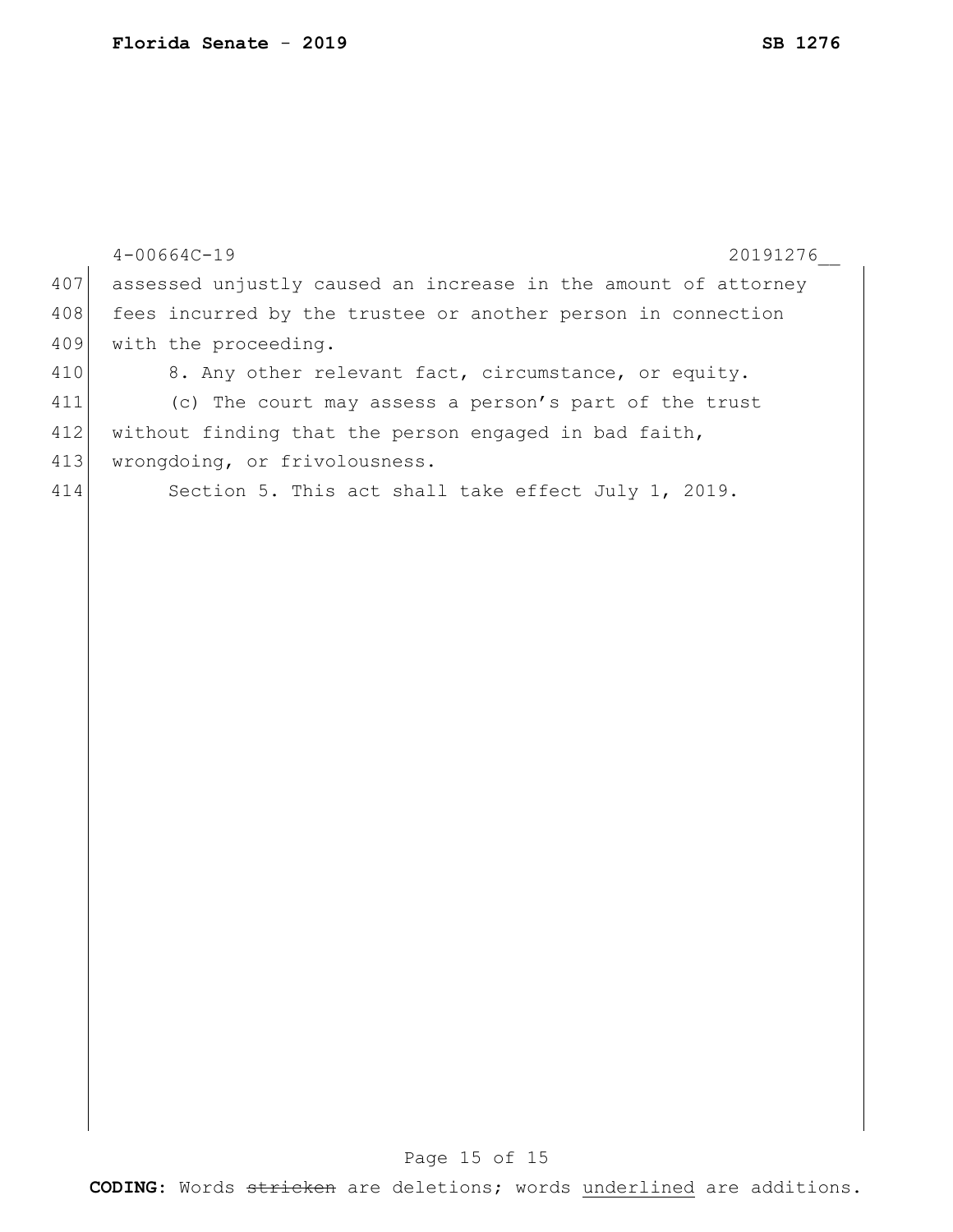assessed unjustly caused an increase in the amount of attorney fees incurred by the trustee or another person in connection with the proceeding.

8. Any other relevant fact, circumstance, or equity.

(c) The court may assess a person's part of the trust without finding that the person engaged in bad faith, wrongdoing, or frivolousness.

Section 5. This act shall take effect July 1, 2019.